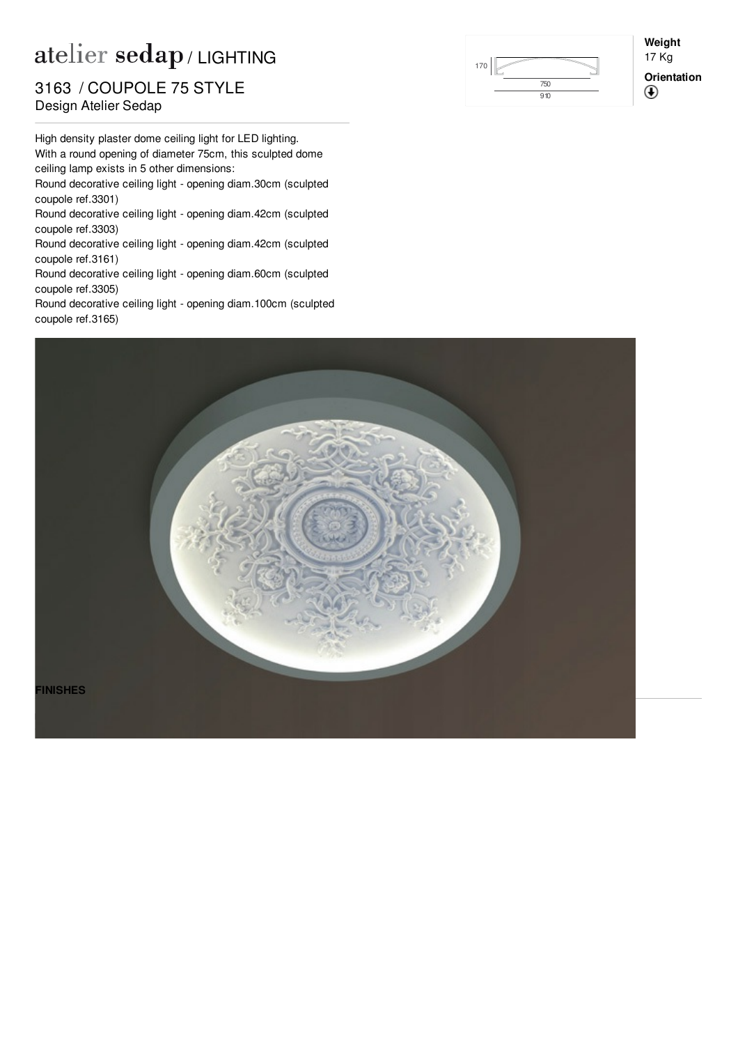# atelier sedap / LIGHTING

## 3163 / COUPOLE 75 STYLE

Design Atelier Sedap

170

750

910

**Weight**

17 Kg

**Orientation**

High density plaster dome ceiling light for LED lighting.
With a round opening of diameter 75cm, this sculpted dome ceiling lamp exists in 5 other dimensions:
Round decorative ceiling light - opening diam.30cm (sculpted coupole ref.3301)
Round decorative ceiling light - opening diam.42cm (sculpted coupole ref.3303)
Round decorative ceiling light - opening diam.42cm (sculpted coupole ref.3161)
Round decorative ceiling light - opening diam.60cm (sculpted coupole ref.3305)
Round decorative ceiling light - opening diam.100cm (sculpted coupole ref.3165)

**FINISHES**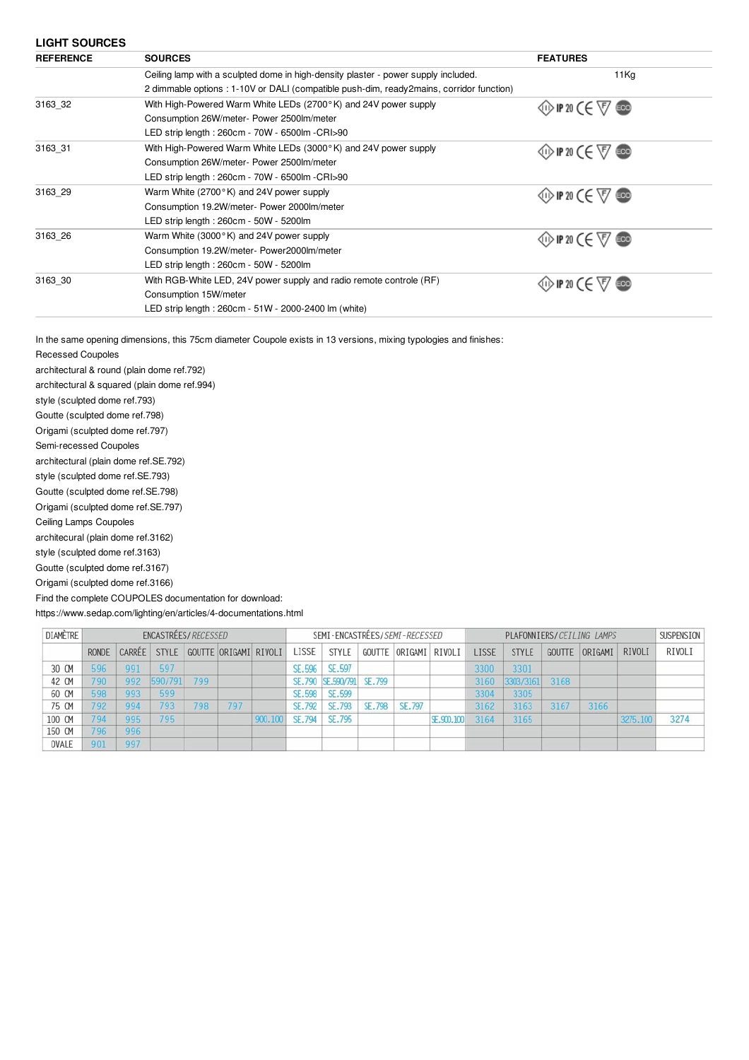## LIGHT SOURCES

| REFERENCE | SOURCES | FEATURES |
|---|---|---|
| | Ceiling lamp with a sculpted dome in high-density plaster - power supply included.<br>2 dimmable options : 1-10V or DALI (compatible push-dim, ready2mains, corridor function) | 11Kg |
| 3163_32 | With High-Powered Warm White LEDs (2700° K) and 24V power supply<br>Consumption 26W/meter- Power 2500lm/meter<br>LED strip length : 260cm - 70W - 6500lm -CRI>90 | IP 20 CE |
| 3163_31 | With High-Powered Warm White LEDs (3000° K) and 24V power supply<br>Consumption 26W/meter- Power 2500lm/meter<br>LED strip length : 260cm - 70W - 6500lm -CRI>90 | IP 20 CE |
| 3163_29 | Warm White (2700° K) and 24V power supply<br>Consumption 19.2W/meter- Power 2000lm/meter<br>LED strip length : 260cm - 50W - 5200lm | IP 20 CE |
| 3163_26 | Warm White (3000° K) and 24V power supply<br>Consumption 19.2W/meter- Power2000lm/meter<br>LED strip length : 260cm - 50W - 5200lm | IP 20 CE |
| 3163_30 | With RGB-White LED, 24V power supply and radio remote controle (RF)<br>Consumption 15W/meter<br>LED strip length : 260cm - 51W - 2000-2400 lm (white) | IP 20 CE |

In the same opening dimensions, this 75cm diameter Coupole exists in 13 versions, mixing typologies and finishes:

Recessed Coupoles

architectural & round (plain dome ref.792)

architectural & squared (plain dome ref.994)

style (sculpted dome ref.793)

Goutte (sculpted dome ref.798)

Origami (sculpted dome ref.797)

Semi-recessed Coupoles

architectural (plain dome ref.SE.792)

style (sculpted dome ref.SE.793)

Goutte (sculpted dome ref.SE.798)

Origami (sculpted dome ref.SE.797)

Ceiling Lamps Coupoles

architecural (plain dome ref.3162)

style (sculpted dome ref.3163)

Goutte (sculpted dome ref.3167)

Origami (sculpted dome ref.3166)

Find the complete COUPOLES documentation for download:

https://www.sedap.com/lighting/en/articles/4-documentations.html

| DIAMÈTRE | ENCASTRÉES/*RECESSED* | | | | | | SEMI-ENCASTRÉES/*SEMI-RECESSED* | | | | | PLAFONNIERS/*CEILING LAMPS* | | | | | SUSPENSION |
|---|---|---|---|---|---|---|---|---|---|---|---|---|---|---|---|---|---|
| | RONDE | CARRÉE | STYLE | GOUTTE | ORIGAMI | RIVOLI | LISSE | STYLE | GOUTTE | ORIGAMI | RIVOLI | LISSE | STYLE | GOUTTE | ORIGAMI | RIVOLI | RIVOLI |
| 30 CM | 596 | 991 | 597 | | | | SE.596 | SE.597 | | | | 3300 | 3301 | | | | |
| 42 CM | 790 | 992 | 590/791 | 799 | | | SE.790 | SE.590/791 | SE.799 | | | 3160 | 3303/3161 | 3168 | | | |
| 60 CM | 598 | 993 | 599 | | | | SE.598 | SE.599 | | | | 3304 | 3305 | | | | |
| 75 CM | 792 | 994 | 793 | 798 | 797 | | SE.792 | SE.793 | SE.798 | SE.797 | | 3162 | 3163 | 3167 | 3166 | | |
| 100 CM | 794 | 995 | 795 | | | 900.100 | SE.794 | SE.795 | | | SE.900.100 | 3164 | 3165 | | | 3275.100 | 3274 |
| 150 CM | 796 | 996 | | | | | | | | | | | | | | | |
| OVALE | 901 | 997 | | | | | | | | | | | | | | | |